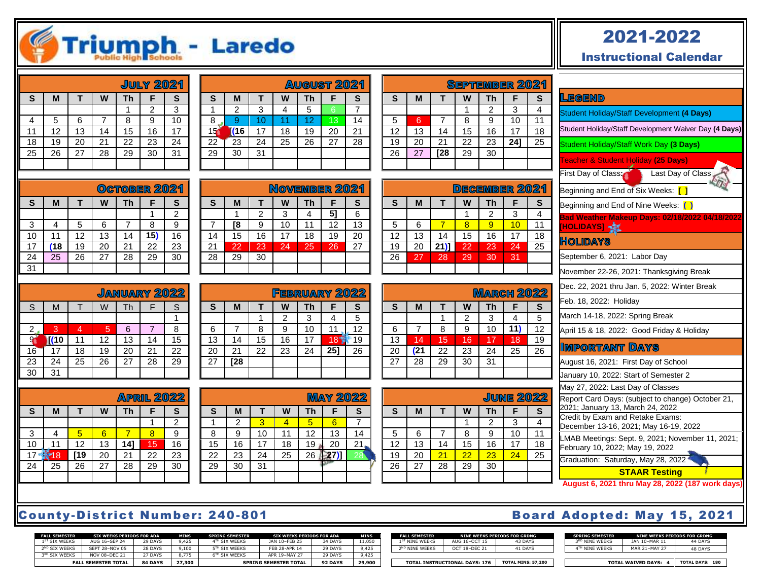# Triumph Public High Schools - Laredo

## 2021-2022 Instructional Calendar

### July 2021

| S | M | T | W | Th | F | S |
|---|---|---|---|---|---|---|
| | | | | 1 | 2 | 3 |
| 4 | 5 | 6 | 7 | 8 | 9 | 10 |
| 11 | 12 | 13 | 14 | 15 | 16 | 17 |
| 18 | 19 | 20 | 21 | 22 | 23 | 24 |
| 25 | 26 | 27 | 28 | 29 | 30 | 31 |

### August 2021

| S | M | T | W | Th | F | S |
|---|---|---|---|---|---|---|
| 1 | 2 | 3 | 4 | 5 | 6 | 7 |
| 8 | 9 | 10 | 11 | 12 | 13 | 14 |
| 15 | [(16 | 17 | 18 | 19 | 20 | 21 |
| 22 | 23 | 24 | 25 | 26 | 27 | 28 |
| 29 | 30 | 31 | | | | |

### September 2021

| S | M | T | W | Th | F | S |
|---|---|---|---|---|---|---|
| | | | 1 | 2 | 3 | 4 |
| 5 | 6 | 7 | 8 | 9 | 10 | 11 |
| 12 | 13 | 14 | 15 | 16 | 17 | 18 |
| 19 | 20 | 21 | 22 | 23 | 24] | 25 |
| 26 | 27 | [28 | 29 | 30 | | |

### October 2021

| S | M | T | W | Th | F | S |
|---|---|---|---|---|---|---|
| | | | | | 1 | 2 |
| 3 | 4 | 5 | 6 | 7 | 8 | 9 |
| 10 | 11 | 12 | 13 | 14 | 15) | 16 |
| 17 | (18 | 19 | 20 | 21 | 22 | 23 |
| 24 | 25 | 26 | 27 | 28 | 29 | 30 |
| 31 | | | | | | |

### November 2021

| S | M | T | W | Th | F | S |
|---|---|---|---|---|---|---|
| | 1 | 2 | 3 | 4 | 5] | 6 |
| 7 | [8 | 9 | 10 | 11 | 12 | 13 |
| 14 | 15 | 16 | 17 | 18 | 19 | 20 |
| 21 | 22 | 23 | 24 | 25 | 26 | 27 |
| 28 | 29 | 30 | | | | |

### December 2021

| S | M | T | W | Th | F | S |
|---|---|---|---|---|---|---|
| | | | 1 | 2 | 3 | 4 |
| 5 | 6 | 7 | 8 | 9 | 10 | 11 |
| 12 | 13 | 14 | 15 | 16 | 17 | 18 |
| 19 | 20 | 21)] | 22 | 23 | 24 | 25 |
| 26 | 27 | 28 | 29 | 30 | 31 | |

### January 2022

| S | M | T | W | Th | F | S |
|---|---|---|---|---|---|---|
| | | | | | | 1 |
| 2 | 3 | 4 | 5 | 6 | 7 | 8 |
| 9 | [(10 | 11 | 12 | 13 | 14 | 15 |
| 16 | 17 | 18 | 19 | 20 | 21 | 22 |
| 23 | 24 | 25 | 26 | 27 | 28 | 29 |
| 30 | 31 | | | | | |

### February 2022

| S | M | T | W | Th | F | S |
|---|---|---|---|---|---|---|
| | | 1 | 2 | 3 | 4 | 5 |
| 6 | 7 | 8 | 9 | 10 | 11 | 12 |
| 13 | 14 | 15 | 16 | 17 | 18 | 19 |
| 20 | 21 | 22 | 23 | 24 | 25] | 26 |
| 27 | [28 | | | | | |

### March 2022

| S | M | T | W | Th | F | S |
|---|---|---|---|---|---|---|
| | | 1 | 2 | 3 | 4 | 5 |
| 6 | 7 | 8 | 9 | 10 | 11) | 12 |
| 13 | 14 | 15 | 16 | 17 | 18 | 19 |
| 20 | (21 | 22 | 23 | 24 | 25 | 26 |
| 27 | 28 | 29 | 30 | 31 | | |

### April 2022

| S | M | T | W | Th | F | S |
|---|---|---|---|---|---|---|
| | | | | | 1 | 2 |
| 3 | 4 | 5 | 6 | 7 | 8 | 9 |
| 10 | 11 | 12 | 13 | 14] | 15 | 16 |
| 17 | 18 | [19 | 20 | 21 | 22 | 23 |
| 24 | 25 | 26 | 27 | 28 | 29 | 30 |

### May 2022

| S | M | T | W | Th | F | S |
|---|---|---|---|---|---|---|
| 1 | 2 | 3 | 4 | 5 | 6 | 7 |
| 8 | 9 | 10 | 11 | 12 | 13 | 14 |
| 15 | 16 | 17 | 18 | 19 | 20 | 21 |
| 22 | 23 | 24 | 25 | 26 | 27)] | 28 |
| 29 | 30 | 31 | | | | |

### June 2022

| S | M | T | W | Th | F | S |
|---|---|---|---|---|---|---|
| | | | 1 | 2 | 3 | 4 |
| 5 | 6 | 7 | 8 | 9 | 10 | 11 |
| 12 | 13 | 14 | 15 | 16 | 17 | 18 |
| 19 | 20 | 21 | 22 | 23 | 24 | 25 |
| 26 | 27 | 28 | 29 | 30 | | |

## Legend

- Student Holiday/Staff Development **(4 Days)**
- Student Holiday/Staff Development Waiver Day **(4 Days)**
- Student Holiday/Staff Work Day **(3 Days)**
- Teacher & Student Holiday **(25 Days)**
- First Day of Class: Last Day of Class:
- Beginning and End of Six Weeks: **[ ]**
- Beginning and End of Nine Weeks: **( )**
- **Bad Weather Makeup Days: 02/18/2022 04/18/2022 [HOLIDAYS]**

## Holidays

- September 6, 2021: Labor Day
- November 22-26, 2021: Thanksgiving Break
- Dec. 22, 2021 thru Jan. 5, 2022: Winter Break
- Feb. 18, 2022: Holiday
- March 14-18, 2022: Spring Break
- April 15 & 18, 2022: Good Friday & Holiday

## Important Days

- August 16, 2021: First Day of School
- January 10, 2022: Start of Semester 2
- May 27, 2022: Last Day of Classes
- Report Card Days: (subject to change) October 21, 2021; January 13, March 24, 2022
- Credit by Exam and Retake Exams: December 13-16, 2021; May 16-19, 2022
- LMAB Meetings: Sept. 9, 2021; November 11, 2021; February 10, 2022; May 19, 2022
- Graduation: Saturday, May 28, 2022
- **STAAR Testing**

**August 6, 2021 thru May 28, 2022 (187 work days)**

**County-District Number: 240-801** **Board Adopted: May 15, 2021**

| FALL SEMESTER | SIX WEEKS PERIODS FOR ADA | | MINS | SPRING SEMESTER | SIX WEEKS PERIODS FOR ADA | | MINS |
|---|---|---|---|---|---|---|---|
| 1ST SIX WEEKS | AUG 16–SEP 24 | 29 DAYS | 9,425 | 4TH SIX WEEKS | JAN 10–FEB 25 | 34 DAYS | 11,050 |
| 2ND SIX WEEKS | SEPT 28–NOV 05 | 28 DAYS | 9,100 | 5TH SIX WEEKS | FEB 28–APR 14 | 29 DAYS | 9,425 |
| 3RD SIX WEEKS | NOV 08–DEC 21 | 27 DAYS | 8,775 | 6TH SIX WEEKS | APR 19–MAY 27 | 29 DAYS | 9,425 |
| FALL SEMESTER TOTAL | | 84 DAYS | 27,300 | SPRING SEMESTER TOTAL | | 92 DAYS | 29,900 |

| FALL SEMESTER | NINE WEEKS PERIODS FOR GRDNG | |
|---|---|---|
| 1ST NINE WEEKS | AUG 16–OCT 15 | 43 DAYS |
| 2ND NINE WEEKS | OCT 18–DEC 21 | 41 DAYS |
| TOTAL INSTRUCTIONAL DAYS: 176 | | TOTAL MINS: 57,200 |

| SPRING SEMESTER | NINE WEEKS PERIODS FOR GRDNG | |
|---|---|---|
| 3RD NINE WEEKS | JAN 10–MAR 11 | 44 DAYS |
| 4TH NINE WEEKS | MAR 21–MAY 27 | 48 DAYS |
| TOTAL WAIVED DAYS: 4 | | TOTAL DAYS: 180 |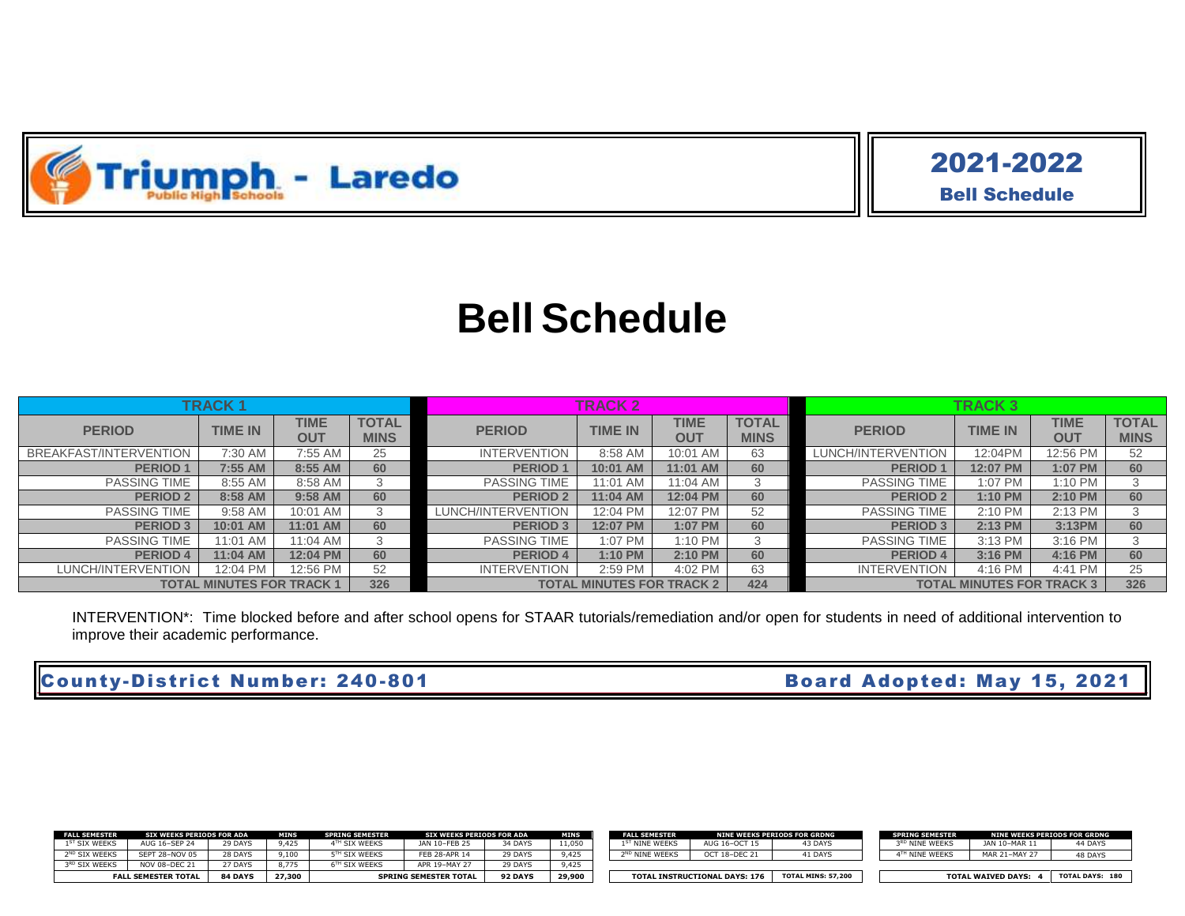# Triumph Public High Schools - Laredo

## 2021-2022 Bell Schedule

# Bell Schedule

| TRACK 1 | | | | TRACK 2 | | | | TRACK 3 | | | |
|---|---|---|---|---|---|---|---|---|---|---|---|
| PERIOD | TIME IN | TIME OUT | TOTAL MINS | PERIOD | TIME IN | TIME OUT | TOTAL MINS | PERIOD | TIME IN | TIME OUT | TOTAL MINS |
| BREAKFAST/INTERVENTION | 7:30 AM | 7:55 AM | 25 | INTERVENTION | 8:58 AM | 10:01 AM | 63 | LUNCH/INTERVENTION | 12:04PM | 12:56 PM | 52 |
| **PERIOD 1** | **7:55 AM** | **8:55 AM** | **60** | **PERIOD 1** | **10:01 AM** | **11:01 AM** | **60** | **PERIOD 1** | **12:07 PM** | **1:07 PM** | **60** |
| PASSING TIME | 8:55 AM | 8:58 AM | 3 | PASSING TIME | 11:01 AM | 11:04 AM | 3 | PASSING TIME | 1:07 PM | 1:10 PM | 3 |
| **PERIOD 2** | **8:58 AM** | **9:58 AM** | **60** | **PERIOD 2** | **11:04 AM** | **12:04 PM** | **60** | **PERIOD 2** | **1:10 PM** | **2:10 PM** | **60** |
| PASSING TIME | 9:58 AM | 10:01 AM | 3 | LUNCH/INTERVENTION | 12:04 PM | 12:07 PM | 52 | PASSING TIME | 2:10 PM | 2:13 PM | 3 |
| **PERIOD 3** | **10:01 AM** | **11:01 AM** | **60** | **PERIOD 3** | **12:07 PM** | **1:07 PM** | **60** | **PERIOD 3** | **2:13 PM** | **3:13PM** | **60** |
| PASSING TIME | 11:01 AM | 11:04 AM | 3 | PASSING TIME | 1:07 PM | 1:10 PM | 3 | PASSING TIME | 3:13 PM | 3:16 PM | 3 |
| **PERIOD 4** | **11:04 AM** | **12:04 PM** | **60** | **PERIOD 4** | **1:10 PM** | **2:10 PM** | **60** | **PERIOD 4** | **3:16 PM** | **4:16 PM** | **60** |
| LUNCH/INTERVENTION | 12:04 PM | 12:56 PM | 52 | INTERVENTION | 2:59 PM | 4:02 PM | 63 | INTERVENTION | 4:16 PM | 4:41 PM | 25 |
| **TOTAL MINUTES FOR TRACK 1** | | | **326** | **TOTAL MINUTES FOR TRACK 2** | | | **424** | **TOTAL MINUTES FOR TRACK 3** | | | **326** |

INTERVENTION*: Time blocked before and after school opens for STAAR tutorials/remediation and/or open for students in need of additional intervention to improve their academic performance.

**County-District Number: 240-801** **Board Adopted: May 15, 2021**

| FALL SEMESTER | SIX WEEKS PERIODS FOR ADA | | MINS | SPRING SEMESTER | SIX WEEKS PERIODS FOR ADA | | MINS |
|---|---|---|---|---|---|---|---|
| 1ST SIX WEEKS | AUG 16–SEP 24 | 29 DAYS | 9,425 | 4TH SIX WEEKS | JAN 10–FEB 25 | 34 DAYS | 11,050 |
| 2ND SIX WEEKS | SEPT 28–NOV 05 | 28 DAYS | 9,100 | 5TH SIX WEEKS | FEB 28–APR 14 | 29 DAYS | 9,425 |
| 3RD SIX WEEKS | NOV 08–DEC 21 | 27 DAYS | 8,775 | 6TH SIX WEEKS | APR 19–MAY 27 | 29 DAYS | 9,425 |
| FALL SEMESTER TOTAL | | 84 DAYS | 27,300 | SPRING SEMESTER TOTAL | | 92 DAYS | 29,900 |

| FALL SEMESTER | NINE WEEKS PERIODS FOR GRDNG | |
|---|---|---|
| 1ST NINE WEEKS | AUG 16–OCT 15 | 43 DAYS |
| 2ND NINE WEEKS | OCT 18–DEC 21 | 41 DAYS |
| TOTAL INSTRUCTIONAL DAYS: 176 | | TOTAL MINS: 57,200 |

| SPRING SEMESTER | NINE WEEKS PERIODS FOR GRDNG | |
|---|---|---|
| 3RD NINE WEEKS | JAN 10–MAR 11 | 44 DAYS |
| 4TH NINE WEEKS | MAR 21–MAY 27 | 48 DAYS |
| TOTAL WAIVED DAYS: 4 | | TOTAL DAYS: 180 |